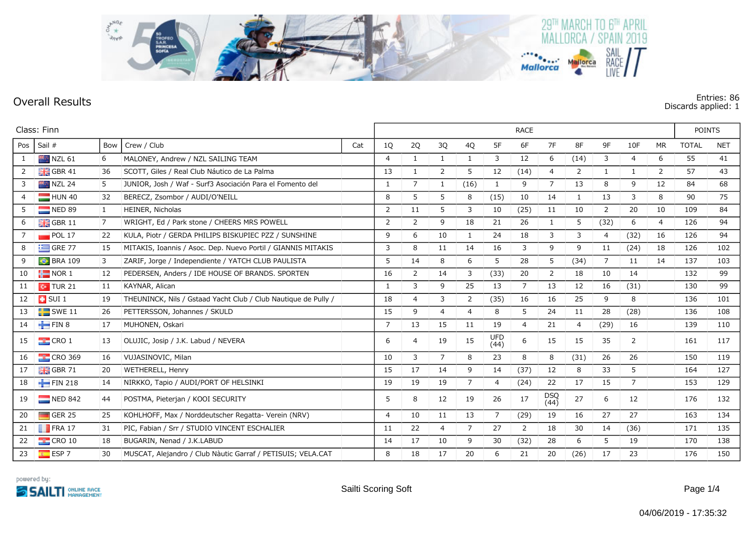29TH MARCH TO 6TH APRIL
MALLORCA / SPAIN 2019

# Overall Results

Entries: 86
Discards applied: 1

Class: Finn

| Pos | Sail # | Bow | Crew / Club | Cat | 1Q | 2Q | 3Q | 4Q | 5F | 6F | 7F | 8F | 9F | 10F | MR | TOTAL | NET |
|---|---|---|---|---|---|---|---|---|---|---|---|---|---|---|---|---|---|
| 1 | NZL 61 | 6 | MALONEY, Andrew / NZL SAILING TEAM | | 4 | 1 | 1 | 1 | 3 | 12 | 6 | (14) | 3 | 4 | 6 | 55 | 41 |
| 2 | GBR 41 | 36 | SCOTT, Giles / Real Club Náutico de La Palma | | 13 | 1 | 2 | 5 | 12 | (14) | 4 | 2 | 1 | 1 | 2 | 57 | 43 |
| 3 | NZL 24 | 5 | JUNIOR, Josh / Waf - Surf3 Asociación Para el Fomento del | | 1 | 7 | 1 | (16) | 1 | 9 | 7 | 13 | 8 | 9 | 12 | 84 | 68 |
| 4 | HUN 40 | 32 | BERECZ, Zsombor / AUDI/O'NEILL | | 8 | 5 | 5 | 8 | (15) | 10 | 14 | 1 | 13 | 3 | 8 | 90 | 75 |
| 5 | NED 89 | 1 | HEINER, Nicholas | | 2 | 11 | 5 | 3 | 10 | (25) | 11 | 10 | 2 | 20 | 10 | 109 | 84 |
| 6 | GBR 11 | 7 | WRIGHT, Ed / Park stone / CHEERS MRS POWELL | | 2 | 2 | 9 | 18 | 21 | 26 | 1 | 5 | (32) | 6 | 4 | 126 | 94 |
| 7 | POL 17 | 22 | KULA, Piotr / GERDA PHILIPS BISKUPIEC PZZ / SUNSHINE | | 9 | 6 | 10 | 1 | 24 | 18 | 3 | 3 | 4 | (32) | 16 | 126 | 94 |
| 8 | GRE 77 | 15 | MITAKIS, Ioannis / Asoc. Dep. Nuevo Portil / GIANNIS MITAKIS | | 3 | 8 | 11 | 14 | 16 | 3 | 9 | 9 | 11 | (24) | 18 | 126 | 102 |
| 9 | BRA 109 | 3 | ZARIF, Jorge / Independiente / YATCH CLUB PAULISTA | | 5 | 14 | 8 | 6 | 5 | 28 | 5 | (34) | 7 | 11 | 14 | 137 | 103 |
| 10 | NOR 1 | 12 | PEDERSEN, Anders / IDE HOUSE OF BRANDS. SPORTEN | | 16 | 2 | 14 | 3 | (33) | 20 | 2 | 18 | 10 | 14 | | 132 | 99 |
| 11 | TUR 21 | 11 | KAYNAR, Alican | | 1 | 3 | 9 | 25 | 13 | 7 | 13 | 12 | 16 | (31) | | 130 | 99 |
| 12 | SUI 1 | 19 | THEUNINCK, Nils / Gstaad Yacht Club / Club Nautique de Pully / | | 18 | 4 | 3 | 2 | (35) | 16 | 16 | 25 | 9 | 8 | | 136 | 101 |
| 13 | SWE 11 | 26 | PETTERSSON, Johannes / SKULD | | 15 | 9 | 4 | 4 | 8 | 5 | 24 | 11 | 28 | (28) | | 136 | 108 |
| 14 | FIN 8 | 17 | MUHONEN, Oskari | | 7 | 13 | 15 | 11 | 19 | 4 | 21 | 4 | (29) | 16 | | 139 | 110 |
| 15 | CRO 1 | 13 | OLUJIC, Josip / J.K. Labud / NEVERA | | 6 | 4 | 19 | 15 | UFD (44) | 6 | 15 | 15 | 35 | 2 | | 161 | 117 |
| 16 | CRO 369 | 16 | VUJASINOVIC, Milan | | 10 | 3 | 7 | 8 | 23 | 8 | 8 | (31) | 26 | 26 | | 150 | 119 |
| 17 | GBR 71 | 20 | WETHERELL, Henry | | 15 | 17 | 14 | 9 | 14 | (37) | 12 | 8 | 33 | 5 | | 164 | 127 |
| 18 | FIN 218 | 14 | NIRKKO, Tapio / AUDI/PORT OF HELSINKI | | 19 | 19 | 19 | 7 | 4 | (24) | 22 | 17 | 15 | 7 | | 153 | 129 |
| 19 | NED 842 | 44 | POSTMA, Pieterjan / KOOI SECURITY | | 5 | 8 | 12 | 19 | 26 | 17 | DSQ (44) | 27 | 6 | 12 | | 176 | 132 |
| 20 | GER 25 | 25 | KOHLHOFF, Max / Norddeutscher Regatta- Verein (NRV) | | 4 | 10 | 11 | 13 | 7 | (29) | 19 | 16 | 27 | 27 | | 163 | 134 |
| 21 | FRA 17 | 31 | PIC, Fabian / Srr / STUDIO VINCENT ESCHALIER | | 11 | 22 | 4 | 7 | 27 | 2 | 18 | 30 | 14 | (36) | | 171 | 135 |
| 22 | CRO 10 | 18 | BUGARIN, Nenad / J.K.LABUD | | 14 | 17 | 10 | 9 | 30 | (32) | 28 | 6 | 5 | 19 | | 170 | 138 |
| 23 | ESP 7 | 30 | MUSCAT, Alejandro / Club Nàutic Garraf / PETISUIS; VELA.CAT | | 8 | 18 | 17 | 20 | 6 | 21 | 20 | (26) | 17 | 23 | | 176 | 150 |

Sailti Scoring Soft

04/06/2019 - 17:35:32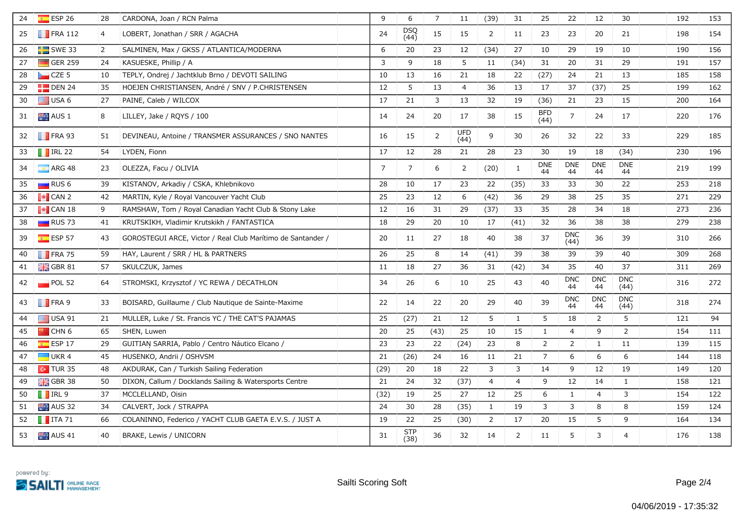| 24 | ESP 26 | 28 | CARDONA, Joan / RCN Palma | | 9 | 6 | 7 | 11 | (39) | 31 | 25 | 22 | 12 | 30 | | 192 | 153 |
|---|---|---|---|---|---|---|---|---|---|---|---|---|---|---|---|---|---|
| 25 | FRA 112 | 4 | LOBERT, Jonathan / SRR / AGACHA | | 24 | DSQ (44) | 15 | 15 | 2 | 11 | 23 | 23 | 20 | 21 | | 198 | 154 |
| 26 | SWE 33 | 2 | SALMINEN, Max / GKSS / ATLANTICA/MODERNA | | 6 | 20 | 23 | 12 | (34) | 27 | 10 | 29 | 19 | 10 | | 190 | 156 |
| 27 | GER 259 | 24 | KASUESKE, Phillip / A | | 3 | 9 | 18 | 5 | 11 | (34) | 31 | 20 | 31 | 29 | | 191 | 157 |
| 28 | CZE 5 | 10 | TEPLY, Ondrej / Jachtklub Brno / DEVOTI SAILING | | 10 | 13 | 16 | 21 | 18 | 22 | (27) | 24 | 21 | 13 | | 185 | 158 |
| 29 | DEN 24 | 35 | HOEJEN CHRISTIANSEN, André / SNV / P.CHRISTENSEN | | 12 | 5 | 13 | 4 | 36 | 13 | 17 | 37 | (37) | 25 | | 199 | 162 |
| 30 | USA 6 | 27 | PAINE, Caleb / WILCOX | | 17 | 21 | 3 | 13 | 32 | 19 | (36) | 21 | 23 | 15 | | 200 | 164 |
| 31 | AUS 1 | 8 | LILLEY, Jake / RQYS / 100 | | 14 | 24 | 20 | 17 | 38 | 15 | BFD (44) | 7 | 24 | 17 | | 220 | 176 |
| 32 | FRA 93 | 51 | DEVINEAU, Antoine / TRANSMER ASSURANCES / SNO NANTES | | 16 | 15 | 2 | UFD (44) | 9 | 30 | 26 | 32 | 22 | 33 | | 229 | 185 |
| 33 | IRL 22 | 54 | LYDEN, Fionn | | 17 | 12 | 28 | 21 | 28 | 23 | 30 | 19 | 18 | (34) | | 230 | 196 |
| 34 | ARG 48 | 23 | OLEZZA, Facu / OLIVIA | | 7 | 7 | 6 | 2 | (20) | 1 | DNE 44 | DNE 44 | DNE 44 | DNE 44 | | 219 | 199 |
| 35 | RUS 6 | 39 | KISTANOV, Arkadiy / CSKA, Khlebnikovo | | 28 | 10 | 17 | 23 | 22 | (35) | 33 | 33 | 30 | 22 | | 253 | 218 |
| 36 | CAN 2 | 42 | MARTIN, Kyle / Royal Vancouver Yacht Club | | 25 | 23 | 12 | 6 | (42) | 36 | 29 | 38 | 25 | 35 | | 271 | 229 |
| 37 | CAN 18 | 9 | RAMSHAW, Tom / Royal Canadian Yacht Club & Stony Lake | | 12 | 16 | 31 | 29 | (37) | 33 | 35 | 28 | 34 | 18 | | 273 | 236 |
| 38 | RUS 73 | 41 | KRUTSKIKH, Vladimir Krutskikh / FANTASTICA | | 18 | 29 | 20 | 10 | 17 | (41) | 32 | 36 | 38 | 38 | | 279 | 238 |
| 39 | ESP 57 | 43 | GOROSTEGUI ARCE, Victor / Real Club Marítimo de Santander / | | 20 | 11 | 27 | 18 | 40 | 38 | 37 | DNC (44) | 36 | 39 | | 310 | 266 |
| 40 | FRA 75 | 59 | HAY, Laurent / SRR / HL & PARTNERS | | 26 | 25 | 8 | 14 | (41) | 39 | 38 | 39 | 39 | 40 | | 309 | 268 |
| 41 | GBR 81 | 57 | SKULCZUK, James | | 11 | 18 | 27 | 36 | 31 | (42) | 34 | 35 | 40 | 37 | | 311 | 269 |
| 42 | POL 52 | 64 | STROMSKI, Krzysztof / YC REWA / DECATHLON | | 34 | 26 | 6 | 10 | 25 | 43 | 40 | DNC 44 | DNC 44 | DNC (44) | | 316 | 272 |
| 43 | FRA 9 | 33 | BOISARD, Guillaume / Club Nautique de Sainte-Maxime | | 22 | 14 | 22 | 20 | 29 | 40 | 39 | DNC 44 | DNC 44 | DNC (44) | | 318 | 274 |
| 44 | USA 91 | 21 | MULLER, Luke / St. Francis YC / THE CAT'S PAJAMAS | | 25 | (27) | 21 | 12 | 5 | 1 | 5 | 18 | 2 | 5 | | 121 | 94 |
| 45 | CHN 6 | 65 | SHEN, Luwen | | 20 | 25 | (43) | 25 | 10 | 15 | 1 | 4 | 9 | 2 | | 154 | 111 |
| 46 | ESP 17 | 29 | GUITIAN SARRIA, Pablo / Centro Náutico Elcano / | | 23 | 23 | 22 | (24) | 23 | 8 | 2 | 2 | 1 | 11 | | 139 | 115 |
| 47 | UKR 4 | 45 | HUSENKO, Andrii / OSHVSM | | 21 | (26) | 24 | 16 | 11 | 21 | 7 | 6 | 6 | 6 | | 144 | 118 |
| 48 | TUR 35 | 48 | AKDURAK, Can / Turkish Sailing Federation | | (29) | 20 | 18 | 22 | 3 | 3 | 14 | 9 | 12 | 19 | | 149 | 120 |
| 49 | GBR 38 | 50 | DIXON, Callum / Docklands Sailing & Watersports Centre | | 21 | 24 | 32 | (37) | 4 | 4 | 9 | 12 | 14 | 1 | | 158 | 121 |
| 50 | IRL 9 | 37 | MCCLELLAND, Oisin | | (32) | 19 | 25 | 27 | 12 | 25 | 6 | 1 | 4 | 3 | | 154 | 122 |
| 51 | AUS 32 | 34 | CALVERT, Jock / STRAPPA | | 24 | 30 | 28 | (35) | 1 | 19 | 3 | 3 | 8 | 8 | | 159 | 124 |
| 52 | ITA 71 | 66 | COLANINNO, Federico / YACHT CLUB GAETA E.V.S. / JUST A | | 19 | 22 | 25 | (30) | 2 | 17 | 20 | 15 | 5 | 9 | | 164 | 134 |
| 53 | AUS 41 | 40 | BRAKE, Lewis / UNICORN | | 31 | STP (38) | 36 | 32 | 14 | 2 | 11 | 5 | 3 | 4 | | 176 | 138 |

powered by: SAILTI ONLINE RACE MANAGEMENT

Sailti Scoring Soft

04/06/2019 - 17:35:32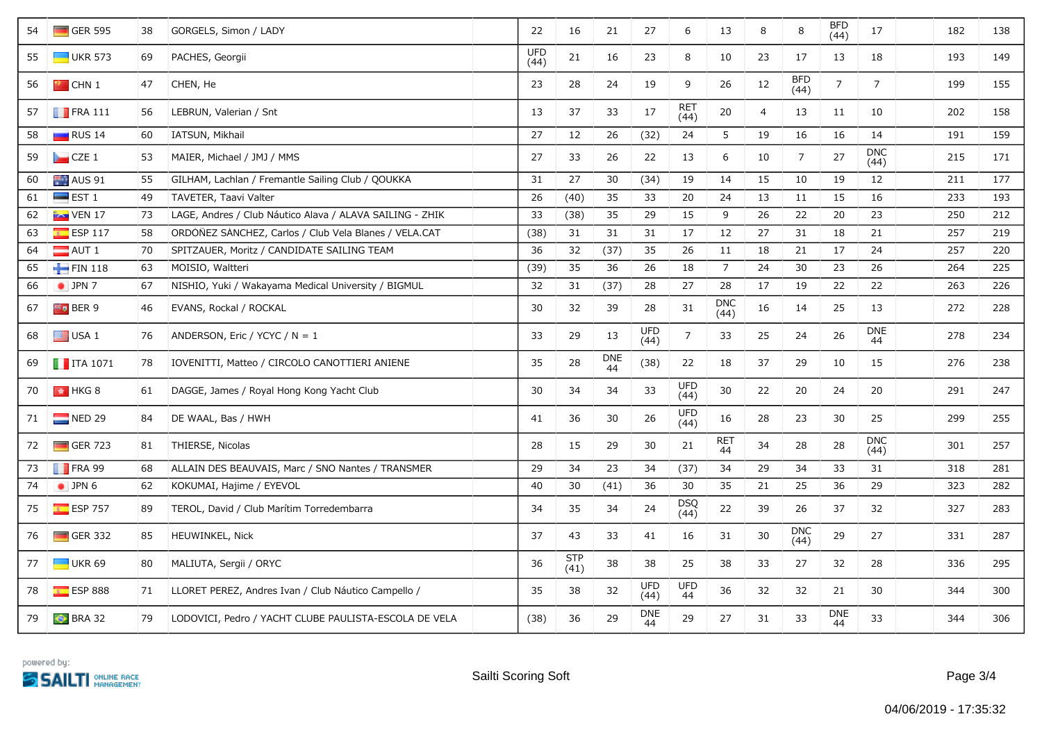| 54 | GER 595 | 38 | GORGELS, Simon / LADY | | 22 | 16 | 21 | 27 | 6 | 13 | 8 | 8 | BFD (44) | 17 | | 182 | 138 |
|---|---|---|---|---|---|---|---|---|---|---|---|---|---|---|---|---|---|
| 55 | UKR 573 | 69 | PACHES, Georgii | | UFD (44) | 21 | 16 | 23 | 8 | 10 | 23 | 17 | 13 | 18 | | 193 | 149 |
| 56 | CHN 1 | 47 | CHEN, He | | 23 | 28 | 24 | 19 | 9 | 26 | 12 | BFD (44) | 7 | 7 | | 199 | 155 |
| 57 | FRA 111 | 56 | LEBRUN, Valerian / Snt | | 13 | 37 | 33 | 17 | RET (44) | 20 | 4 | 13 | 11 | 10 | | 202 | 158 |
| 58 | RUS 14 | 60 | IATSUN, Mikhail | | 27 | 12 | 26 | (32) | 24 | 5 | 19 | 16 | 16 | 14 | | 191 | 159 |
| 59 | CZE 1 | 53 | MAIER, Michael / JMJ / MMS | | 27 | 33 | 26 | 22 | 13 | 6 | 10 | 7 | 27 | DNC (44) | | 215 | 171 |
| 60 | AUS 91 | 55 | GILHAM, Lachlan / Fremantle Sailing Club / QOUKKA | | 31 | 27 | 30 | (34) | 19 | 14 | 15 | 10 | 19 | 12 | | 211 | 177 |
| 61 | EST 1 | 49 | TAVETER, Taavi Valter | | 26 | (40) | 35 | 33 | 20 | 24 | 13 | 11 | 15 | 16 | | 233 | 193 |
| 62 | VEN 17 | 73 | LAGE, Andres / Club Náutico Alava / ALAVA SAILING - ZHIK | | 33 | (38) | 35 | 29 | 15 | 9 | 26 | 22 | 20 | 23 | | 250 | 212 |
| 63 | ESP 117 | 58 | ORDOÑEZ SÁNCHEZ, Carlos / Club Vela Blanes / VELA.CAT | | (38) | 31 | 31 | 31 | 17 | 12 | 27 | 31 | 18 | 21 | | 257 | 219 |
| 64 | AUT 1 | 70 | SPITZAUER, Moritz / CANDIDATE SAILING TEAM | | 36 | 32 | (37) | 35 | 26 | 11 | 18 | 21 | 17 | 24 | | 257 | 220 |
| 65 | FIN 118 | 63 | MOISIO, Waltteri | | (39) | 35 | 36 | 26 | 18 | 7 | 24 | 30 | 23 | 26 | | 264 | 225 |
| 66 | JPN 7 | 67 | NISHIO, Yuki / Wakayama Medical University / BIGMUL | | 32 | 31 | (37) | 28 | 27 | 28 | 17 | 19 | 22 | 22 | | 263 | 226 |
| 67 | BER 9 | 46 | EVANS, Rockal / ROCKAL | | 30 | 32 | 39 | 28 | 31 | DNC (44) | 16 | 14 | 25 | 13 | | 272 | 228 |
| 68 | USA 1 | 76 | ANDERSON, Eric / YCYC / N = 1 | | 33 | 29 | 13 | UFD (44) | 7 | 33 | 25 | 24 | 26 | DNE 44 | | 278 | 234 |
| 69 | ITA 1071 | 78 | IOVENITTI, Matteo / CIRCOLO CANOTTIERI ANIENE | | 35 | 28 | DNE 44 | (38) | 22 | 18 | 37 | 29 | 10 | 15 | | 276 | 238 |
| 70 | HKG 8 | 61 | DAGGE, James / Royal Hong Kong Yacht Club | | 30 | 34 | 34 | 33 | UFD (44) | 30 | 22 | 20 | 24 | 20 | | 291 | 247 |
| 71 | NED 29 | 84 | DE WAAL, Bas / HWH | | 41 | 36 | 30 | 26 | UFD (44) | 16 | 28 | 23 | 30 | 25 | | 299 | 255 |
| 72 | GER 723 | 81 | THIERSE, Nicolas | | 28 | 15 | 29 | 30 | 21 | RET 44 | 34 | 28 | 28 | DNC (44) | | 301 | 257 |
| 73 | FRA 99 | 68 | ALLAIN DES BEAUVAIS, Marc / SNO Nantes / TRANSMER | | 29 | 34 | 23 | 34 | (37) | 34 | 29 | 34 | 33 | 31 | | 318 | 281 |
| 74 | JPN 6 | 62 | KOKUMAI, Hajime / EYEVOL | | 40 | 30 | (41) | 36 | 30 | 35 | 21 | 25 | 36 | 29 | | 323 | 282 |
| 75 | ESP 757 | 89 | TEROL, David / Club Marítim Torredembarra | | 34 | 35 | 34 | 24 | DSQ (44) | 22 | 39 | 26 | 37 | 32 | | 327 | 283 |
| 76 | GER 332 | 85 | HEUWINKEL, Nick | | 37 | 43 | 33 | 41 | 16 | 31 | 30 | DNC (44) | 29 | 27 | | 331 | 287 |
| 77 | UKR 69 | 80 | MALIUTA, Sergii / ORYC | | 36 | STP (41) | 38 | 38 | 25 | 38 | 33 | 27 | 32 | 28 | | 336 | 295 |
| 78 | ESP 888 | 71 | LLORET PEREZ, Andres Ivan / Club Náutico Campello / | | 35 | 38 | 32 | UFD (44) | UFD 44 | 36 | 32 | 32 | 21 | 30 | | 344 | 300 |
| 79 | BRA 32 | 79 | LODOVICI, Pedro / YACHT CLUBE PAULISTA-ESCOLA DE VELA | | (38) | 36 | 29 | DNE 44 | 29 | 27 | 31 | 33 | DNE 44 | 33 | | 344 | 306 |

powered by: SAILTI ONLINE RACE MANAGEMENT

Sailti Scoring Soft

04/06/2019 - 17:35:32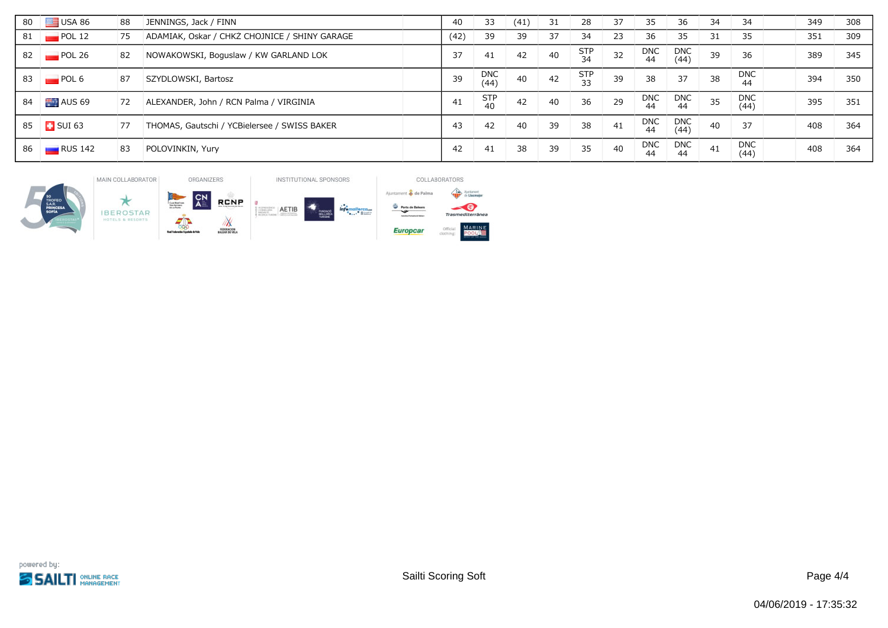| | | | | | | | | | | | | | | | | | |
|---|---|---|---|---|---|---|---|---|---|---|---|---|---|---|---|---|---|
| 80 | USA 86 | 88 | JENNINGS, Jack / FINN | | 40 | 33 | (41) | 31 | 28 | 37 | 35 | 36 | 34 | 34 | | 349 | 308 |
| 81 | POL 12 | 75 | ADAMIAK, Oskar / CHKŻ CHOJNICE / SHINY GARAGE | | (42) | 39 | 39 | 37 | 34 | 23 | 36 | 35 | 31 | 35 | | 351 | 309 |
| 82 | POL 26 | 82 | NOWAKOWSKI, Boguslaw / KW GARLAND LOK | | 37 | 41 | 42 | 40 | STP 34 | 32 | DNC 44 | DNC (44) | 39 | 36 | | 389 | 345 |
| 83 | POL 6 | 87 | SZYDLOWSKI, Bartosz | | 39 | DNC (44) | 40 | 42 | STP 33 | 39 | 38 | 37 | 38 | DNC 44 | | 394 | 350 |
| 84 | AUS 69 | 72 | ALEXANDER, John / RCN Palma / VIRGINIA | | 41 | STP 40 | 42 | 40 | 36 | 29 | DNC 44 | DNC 44 | 35 | DNC (44) | | 395 | 351 |
| 85 | SUI 63 | 77 | THOMAS, Gautschi / YCBielersee / SWISS BAKER | | 43 | 42 | 40 | 39 | 38 | 41 | DNC 44 | DNC (44) | 40 | 37 | | 408 | 364 |
| 86 | RUS 142 | 83 | POLOVINKIN, Yury | | 42 | 41 | 38 | 39 | 35 | 40 | DNC 44 | DNC 44 | 41 | DNC (44) | | 408 | 364 |

MAIN COLLABORATOR

ORGANIZERS

INSTITUTIONAL SPONSORS

COLLABORATORS

powered by: SAILTI ONLINE RACE MANAGEMENT

Sailti Scoring Soft

04/06/2019 - 17:35:32